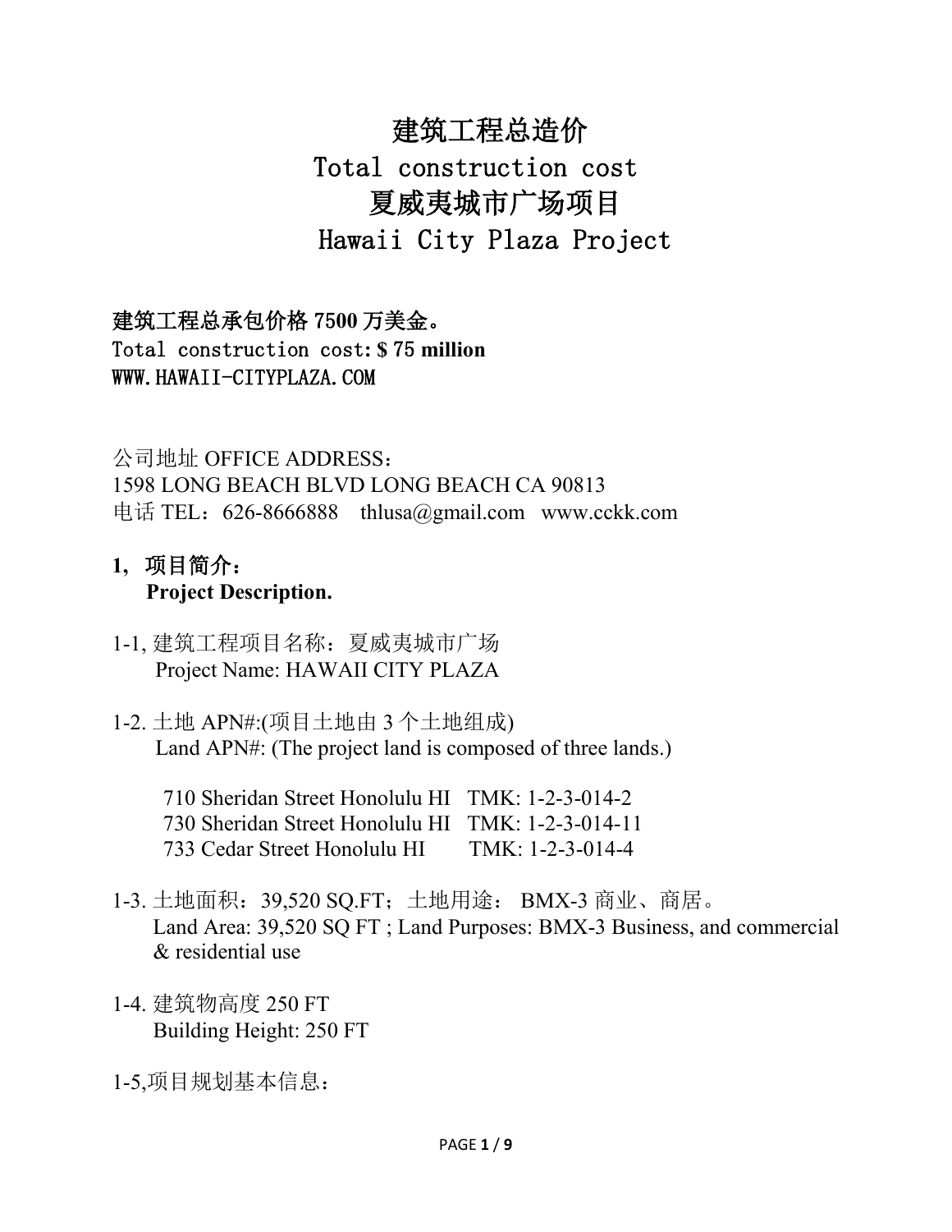# 建筑工程总造价
# Total construction cost
# 夏威夷城市广场项目
# Hawaii City Plaza Project

**建筑工程总承包价格 7500 万美金。**
Total construction cost: **$ 75 million**
WWW.HAWAII-CITYPLAZA.COM

公司地址 OFFICE ADDRESS：
1598 LONG BEACH BLVD LONG BEACH CA 90813
电话 TEL：626-8666888   thlusa@gmail.com   www.cckk.com

## 1，项目简介：
## Project Description.

1-1, 建筑工程项目名称：夏威夷城市广场
Project Name: HAWAII CITY PLAZA

1-2. 土地 APN#:(项目土地由 3 个土地组成)
Land APN#: (The project land is composed of three lands.)

710 Sheridan Street Honolulu HI   TMK: 1-2-3-014-2
730 Sheridan Street Honolulu HI   TMK: 1-2-3-014-11
733 Cedar Street Honolulu HI   TMK: 1-2-3-014-4

1-3. 土地面积：39,520 SQ.FT；土地用途： BMX-3 商业、商居。
Land Area: 39,520 SQ FT ; Land Purposes: BMX-3 Business, and commercial & residential use

1-4. 建筑物高度 250 FT
Building Height: 250 FT

1-5,项目规划基本信息：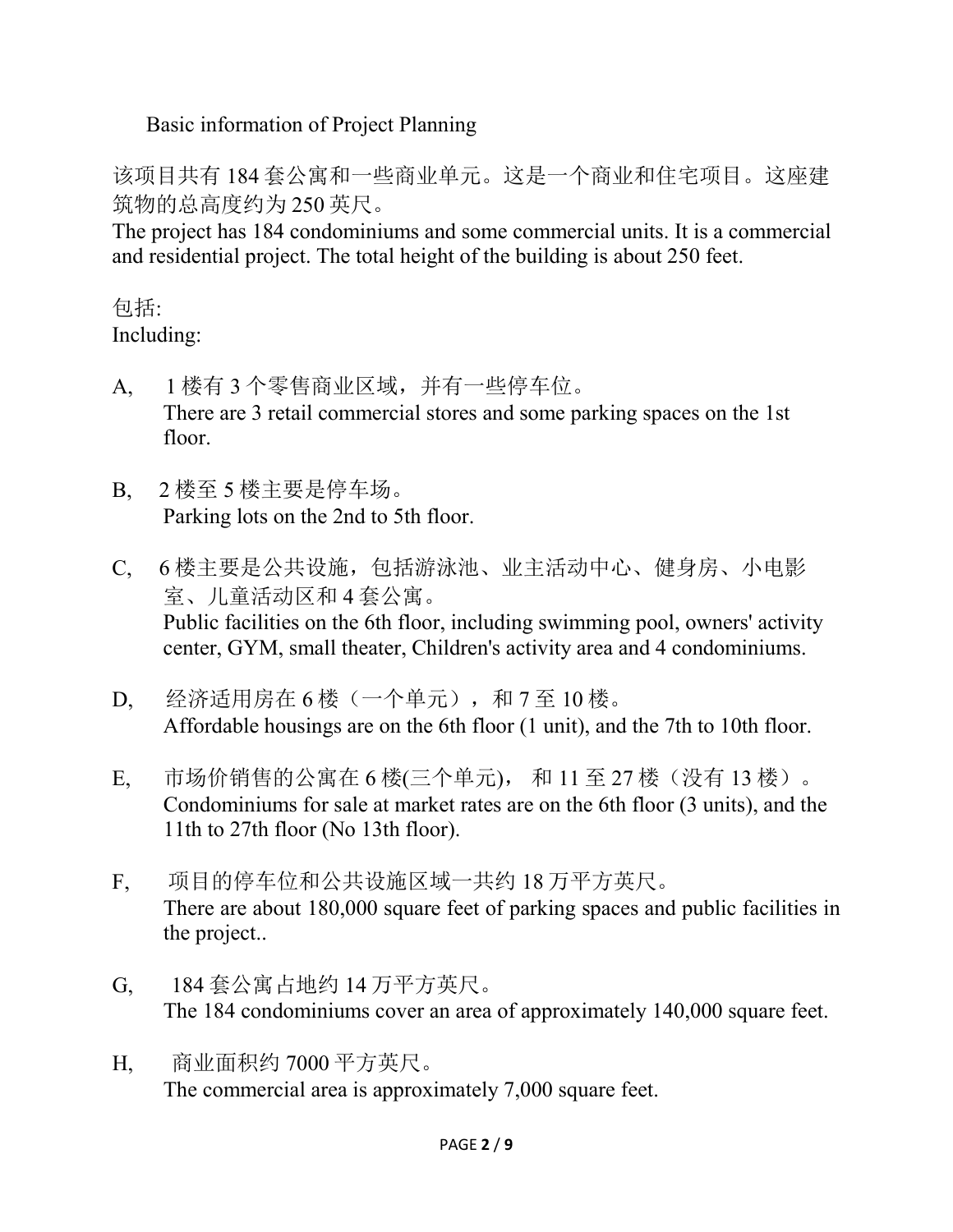Basic information of Project Planning

该项目共有 184 套公寓和一些商业单元。这是一个商业和住宅项目。这座建筑物的总高度约为 250 英尺。
The project has 184 condominiums and some commercial units. It is a commercial and residential project. The total height of the building is about 250 feet.

包括:
Including:

A, 1 楼有 3 个零售商业区域，并有一些停车位。
There are 3 retail commercial stores and some parking spaces on the 1st floor.

B, 2 楼至 5 楼主要是停车场。
Parking lots on the 2nd to 5th floor.

C, 6 楼主要是公共设施，包括游泳池、业主活动中心、健身房、小电影室、儿童活动区和 4 套公寓。
Public facilities on the 6th floor, including swimming pool, owners' activity center, GYM, small theater, Children's activity area and 4 condominiums.

D, 经济适用房在 6 楼（一个单元），和 7 至 10 楼。
Affordable housings are on the 6th floor (1 unit), and the 7th to 10th floor.

E, 市场价销售的公寓在 6 楼(三个单元)， 和 11 至 27 楼（没有 13 楼）。
Condominiums for sale at market rates are on the 6th floor (3 units), and the 11th to 27th floor (No 13th floor).

F, 项目的停车位和公共设施区域一共约 18 万平方英尺。
There are about 180,000 square feet of parking spaces and public facilities in the project..

G, 184 套公寓占地约 14 万平方英尺。
The 184 condominiums cover an area of approximately 140,000 square feet.

H, 商业面积约 7000 平方英尺。
The commercial area is approximately 7,000 square feet.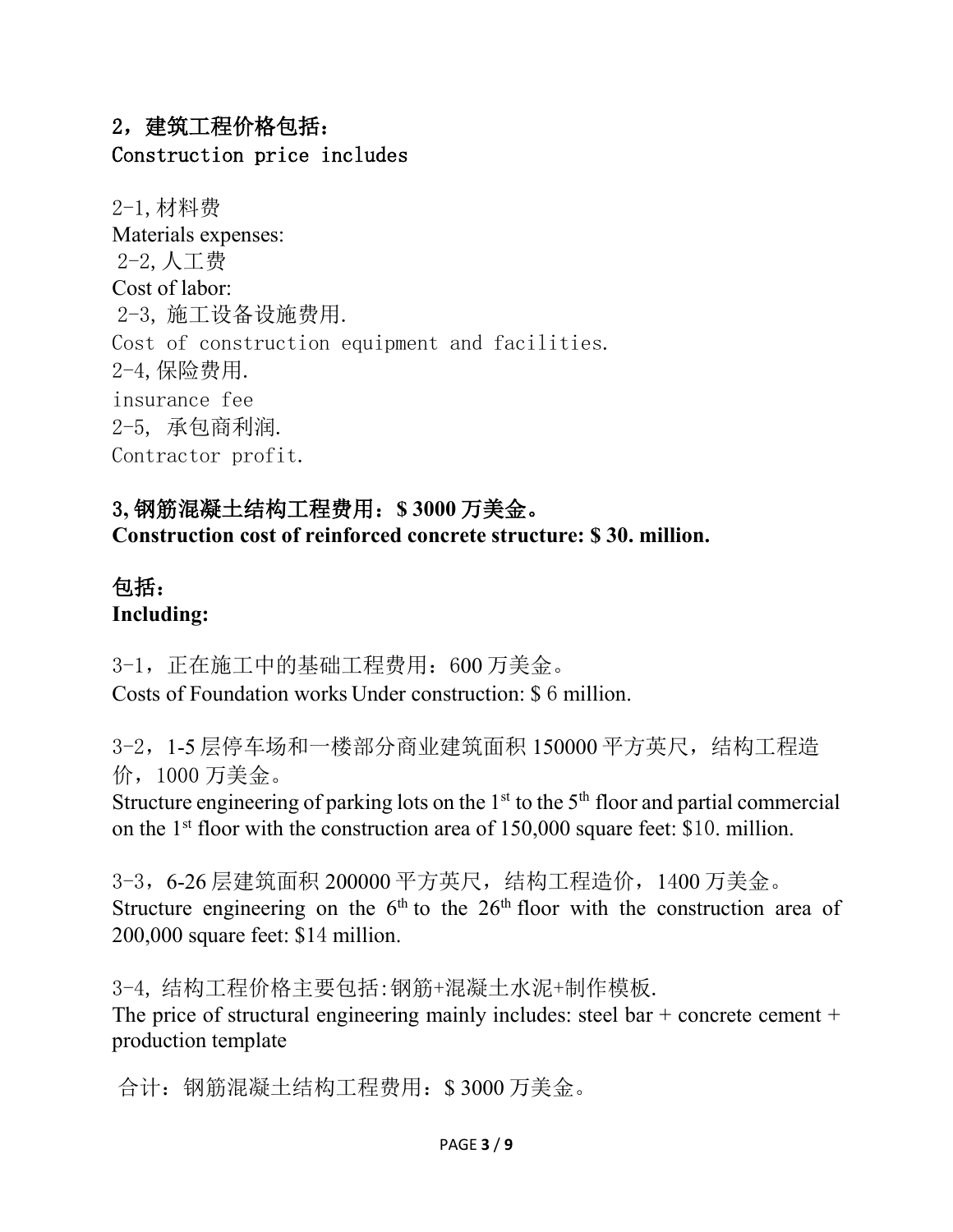**2，建筑工程价格包括：**
**Construction price includes**

2-1,材料费
Materials expenses:
2-2,人工费
Cost of labor:
2-3, 施工设备设施费用.
Cost of construction equipment and facilities.
2-4,保险费用.
insurance fee
2-5, 承包商利润.
Contractor profit.

**3,钢筋混凝土结构工程费用：$ 3000 万美金。**
**Construction cost of reinforced concrete structure: $ 30. million.**

**包括：**
**Including:**

3-1，正在施工中的基础工程费用：600 万美金。
Costs of Foundation works Under construction: $ 6 million.

3-2，1-5 层停车场和一楼部分商业建筑面积 150000 平方英尺，结构工程造价，1000 万美金。
Structure engineering of parking lots on the 1st to the 5th floor and partial commercial on the 1st floor with the construction area of 150,000 square feet: $10. million.

3-3，6-26 层建筑面积 200000 平方英尺，结构工程造价，1400 万美金。
Structure engineering on the 6th to the 26th floor with the construction area of 200,000 square feet: $14 million.

3-4, 结构工程价格主要包括:钢筋+混凝土水泥+制作模板.
The price of structural engineering mainly includes: steel bar + concrete cement + production template

合计：钢筋混凝土结构工程费用：$ 3000 万美金。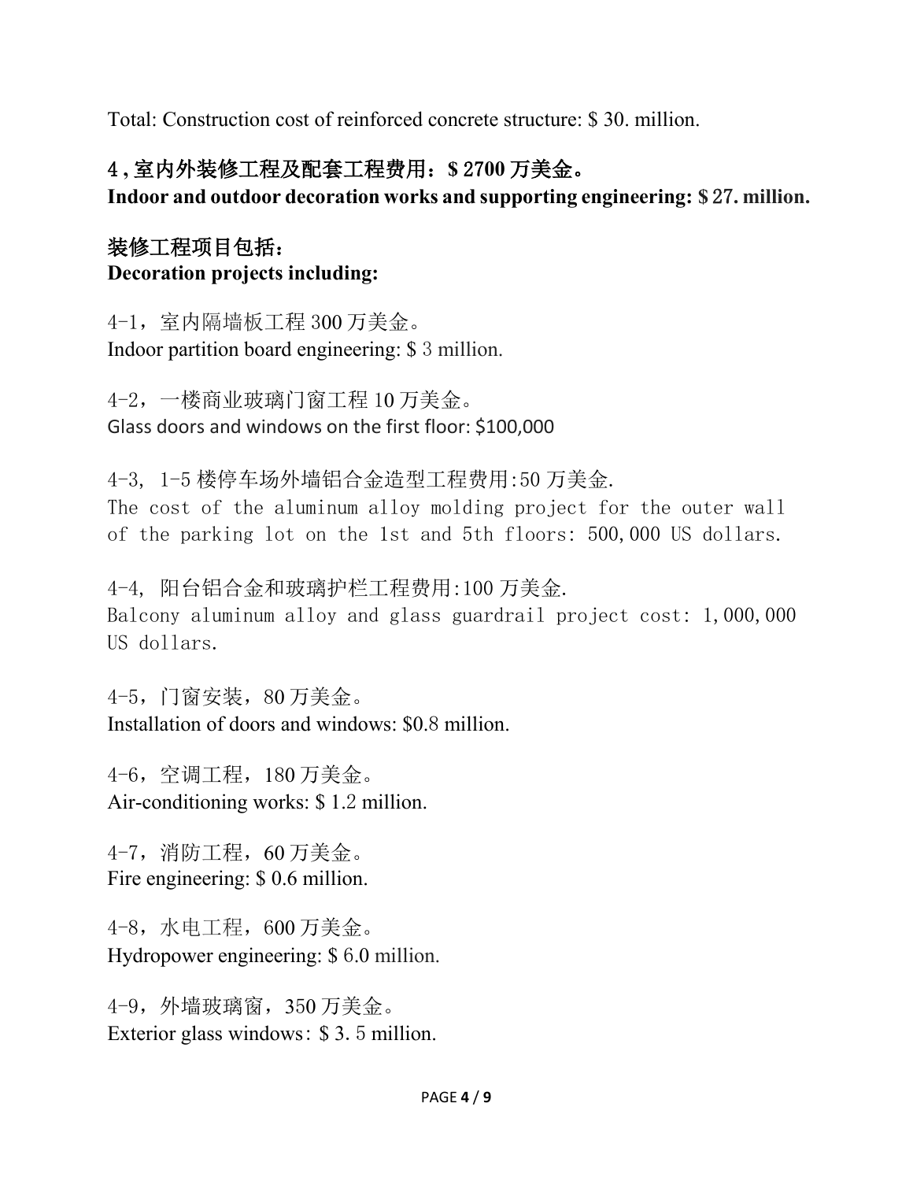Total: Construction cost of reinforced concrete structure: $ 30. million.

**4 , 室内外装修工程及配套工程费用：$ 2700 万美金。**
**Indoor and outdoor decoration works and supporting engineering: $ 27. million.**

**装修工程项目包括：**
**Decoration projects including:**

4-1，室内隔墙板工程 300 万美金。
Indoor partition board engineering: $ 3 million.

4-2，一楼商业玻璃门窗工程 10 万美金。
Glass doors and windows on the first floor: $100,000

4-3, 1-5 楼停车场外墙铝合金造型工程费用:50 万美金.
The cost of the aluminum alloy molding project for the outer wall of the parking lot on the 1st and 5th floors: 500,000 US dollars.

4-4, 阳台铝合金和玻璃护栏工程费用:100 万美金.
Balcony aluminum alloy and glass guardrail project cost: 1,000,000 US dollars.

4-5，门窗安装，80 万美金。
Installation of doors and windows: $0.8 million.

4-6，空调工程，180 万美金。
Air-conditioning works: $ 1.2 million.

4-7，消防工程，60 万美金。
Fire engineering: $ 0.6 million.

4-8，水电工程，600 万美金。
Hydropower engineering: $ 6.0 million.

4-9，外墙玻璃窗，350 万美金。
Exterior glass windows: $ 3. 5 million.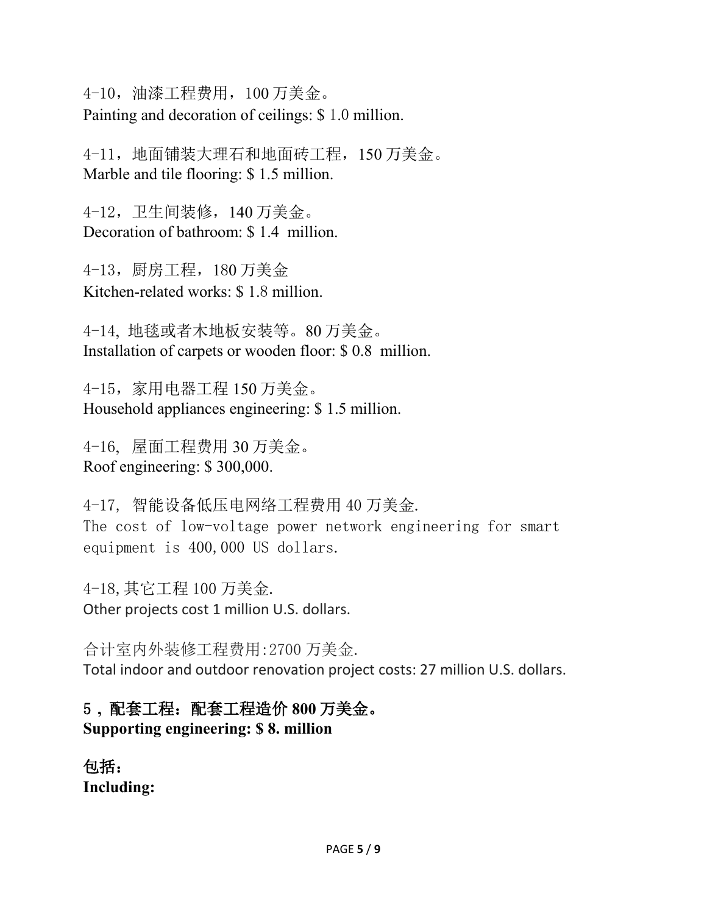4-10，油漆工程费用，100 万美金。
Painting and decoration of ceilings: $ 1.0 million.

4-11，地面铺装大理石和地面砖工程，150 万美金。
Marble and tile flooring: $ 1.5 million.

4-12，卫生间装修，140 万美金。
Decoration of bathroom: $ 1.4  million.

4-13，厨房工程，180 万美金
Kitchen-related works: $ 1.8 million.

4-14, 地毯或者木地板安装等。80 万美金。
Installation of carpets or wooden floor: $ 0.8  million.

4-15，家用电器工程 150 万美金。
Household appliances engineering: $ 1.5 million.

4-16, 屋面工程费用 30 万美金。
Roof engineering: $ 300,000.

4-17, 智能设备低压电网络工程费用 40 万美金.
The cost of low-voltage power network engineering for smart equipment is 400,000 US dollars.

4-18,其它工程 100 万美金.
Other projects cost 1 million U.S. dollars.

合计室内外装修工程费用:2700 万美金.
Total indoor and outdoor renovation project costs: 27 million U.S. dollars.

**5，配套工程：配套工程造价 800 万美金。**
**Supporting engineering: $ 8. million**

**包括：**
**Including:**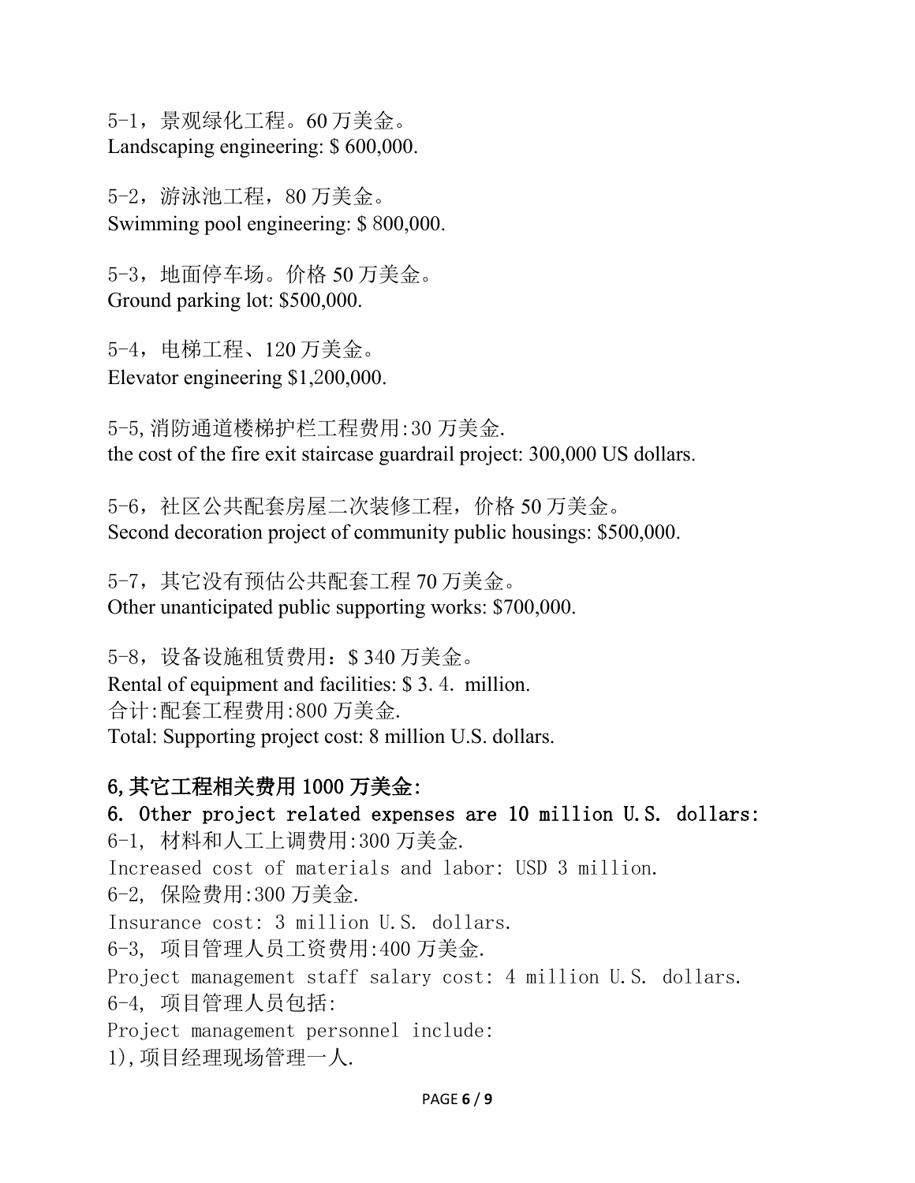5-1，景观绿化工程。60 万美金。
Landscaping engineering: $ 600,000.

5-2，游泳池工程，80 万美金。
Swimming pool engineering: $ 800,000.

5-3，地面停车场。价格 50 万美金。
Ground parking lot: $500,000.

5-4，电梯工程、120 万美金。
Elevator engineering $1,200,000.

5-5,消防通道楼梯护栏工程费用:30 万美金.
the cost of the fire exit staircase guardrail project: 300,000 US dollars.

5-6，社区公共配套房屋二次装修工程，价格 50 万美金。
Second decoration project of community public housings: $500,000.

5-7，其它没有预估公共配套工程 70 万美金。
Other unanticipated public supporting works: $700,000.

5-8，设备设施租赁费用：$ 340 万美金。
Rental of equipment and facilities: $ 3. 4. million.
合计:配套工程费用:800 万美金.
Total: Supporting project cost: 8 million U.S. dollars.

## 6,其它工程相关费用 1000 万美金:

## 6. Other project related expenses are 10 million U.S. dollars:

6-1, 材料和人工上调费用:300 万美金.
Increased cost of materials and labor: USD 3 million.
6-2, 保险费用:300 万美金.
Insurance cost: 3 million U.S. dollars.
6-3, 项目管理人员工资费用:400 万美金.
Project management staff salary cost: 4 million U.S. dollars.
6-4, 项目管理人员包括:
Project management personnel include:
1),项目经理现场管理一人.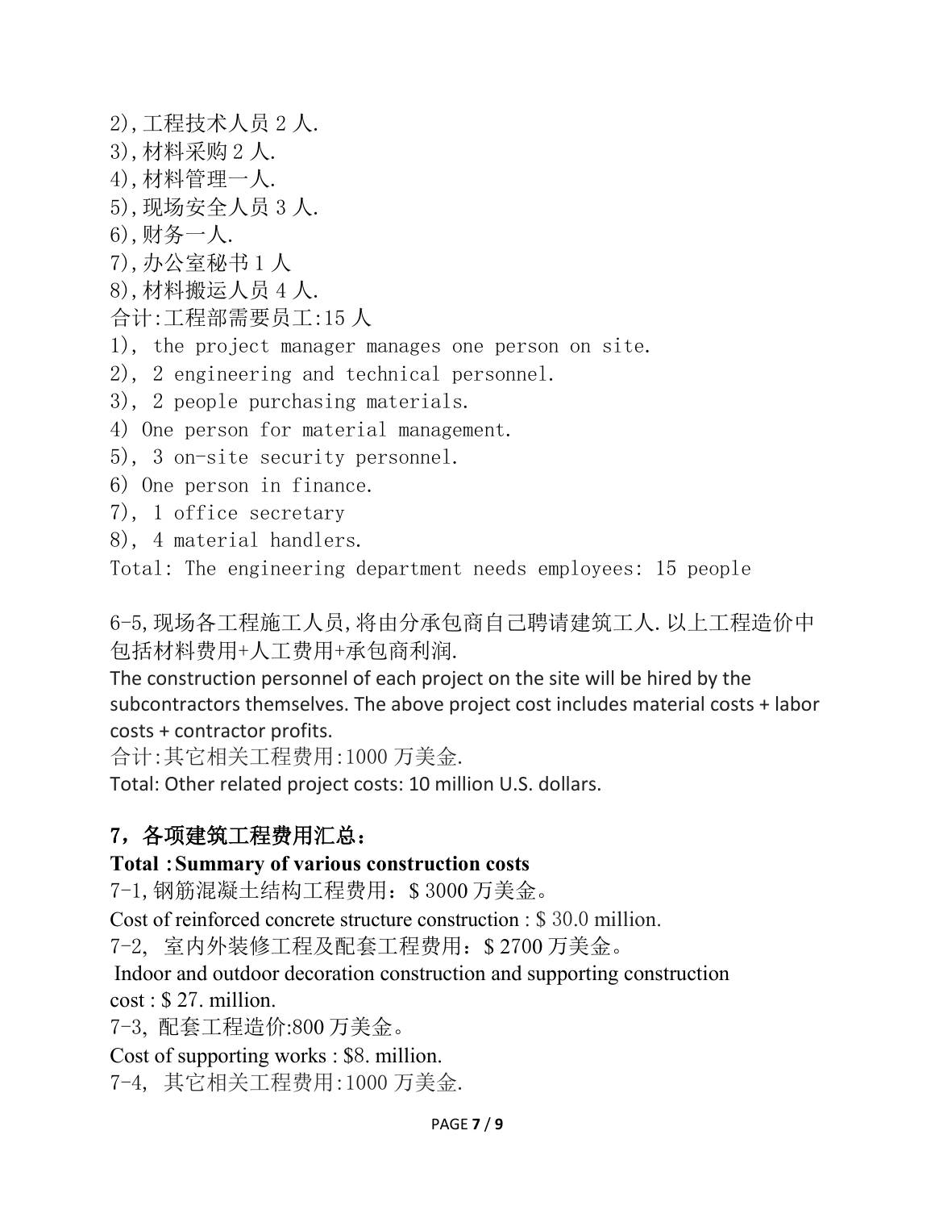2),工程技术人员 2 人.

3),材料采购 2 人.

4),材料管理一人.

5),现场安全人员 3 人.

6),财务一人.

7),办公室秘书 1 人

8),材料搬运人员 4 人.

合计:工程部需要员工:15 人

1), the project manager manages one person on site.

2), 2 engineering and technical personnel.

3), 2 people purchasing materials.

4) One person for material management.

5), 3 on-site security personnel.

6) One person in finance.

7), 1 office secretary

8), 4 material handlers.

Total: The engineering department needs employees: 15 people

6-5,现场各工程施工人员,将由分承包商自己聘请建筑工人.以上工程造价中包括材料费用+人工费用+承包商利润.

The construction personnel of each project on the site will be hired by the subcontractors themselves. The above project cost includes material costs + labor costs + contractor profits.

合计:其它相关工程费用:1000 万美金.

Total: Other related project costs: 10 million U.S. dollars.

## 7，各项建筑工程费用汇总：

## Total :Summary of various construction costs

7-1,钢筋混凝土结构工程费用：$ 3000 万美金。

Cost of reinforced concrete structure construction : $ 30.0 million.

7-2, 室内外装修工程及配套工程费用：$ 2700 万美金。

Indoor and outdoor decoration construction and supporting construction cost : $ 27. million.

7-3, 配套工程造价:800 万美金。

Cost of supporting works : $8. million.

7-4, 其它相关工程费用:1000 万美金.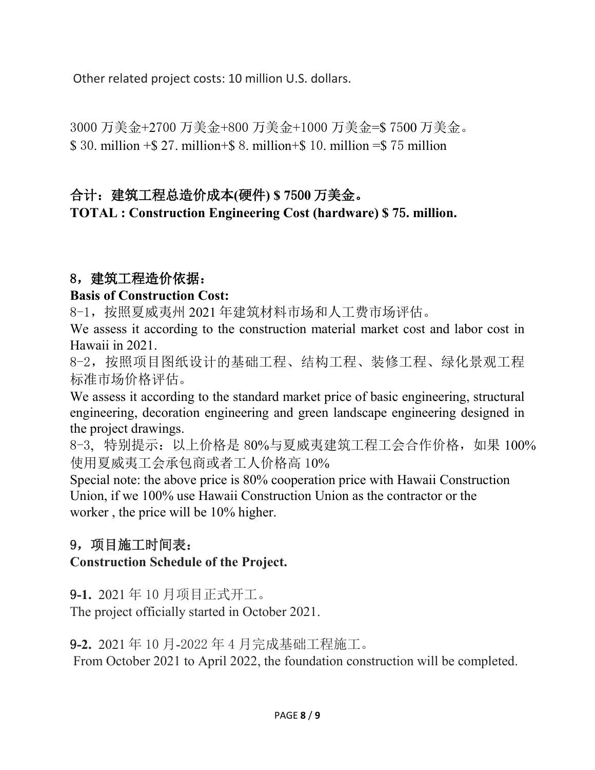Other related project costs: 10 million U.S. dollars.

3000 万美金+2700 万美金+800 万美金+1000 万美金=$ 7500 万美金。
$ 30. million +$ 27. million+$ 8. million+$ 10. million =$ 75 million

**合计：建筑工程总造价成本(硬件) $ 7500 万美金。**
**TOTAL : Construction Engineering Cost (hardware) $ 75. million.**

## 8，建筑工程造价依据：
## Basis of Construction Cost:

8-1，按照夏威夷州 2021 年建筑材料市场和人工费市场评估。
We assess it according to the construction material market cost and labor cost in Hawaii in 2021.

8-2，按照项目图纸设计的基础工程、结构工程、装修工程、绿化景观工程标准市场价格评估。
We assess it according to the standard market price of basic engineering, structural engineering, decoration engineering and green landscape engineering designed in the project drawings.

8-3，特别提示：以上价格是 80%与夏威夷建筑工程工会合作价格，如果 100%使用夏威夷工会承包商或者工人价格高 10%
Special note: the above price is 80% cooperation price with Hawaii Construction Union, if we 100% use Hawaii Construction Union as the contractor or the worker , the price will be 10% higher.

## 9，项目施工时间表：
## Construction Schedule of the Project.

**9-1.** 2021 年 10 月项目正式开工。
The project officially started in October 2021.

**9-2.** 2021 年 10 月-2022 年 4 月完成基础工程施工。
From October 2021 to April 2022, the foundation construction will be completed.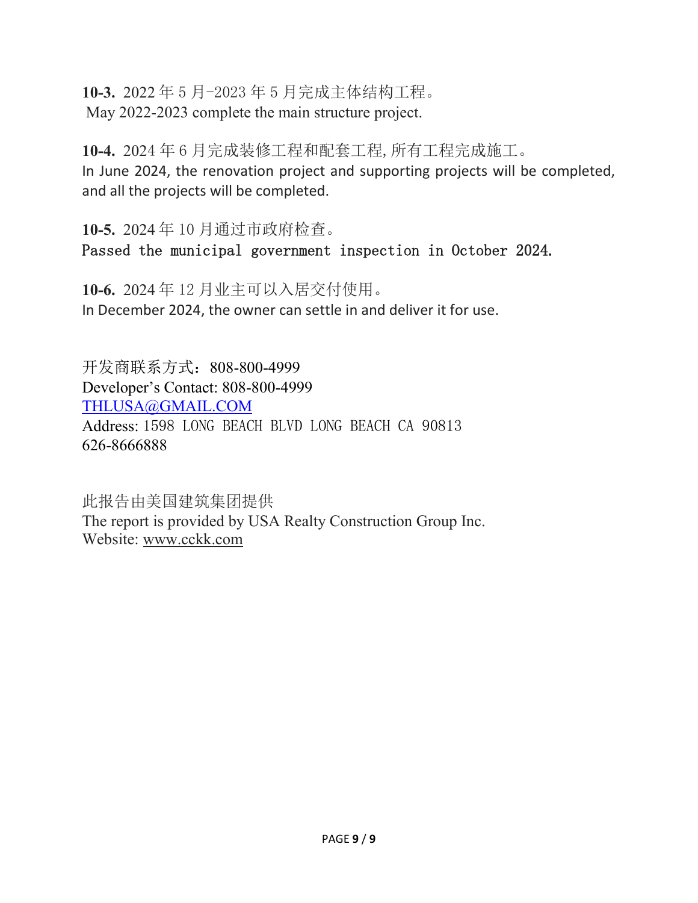**10-3.** 2022 年 5 月-2023 年 5 月完成主体结构工程。
May 2022-2023 complete the main structure project.

**10-4.** 2024 年 6 月完成装修工程和配套工程, 所有工程完成施工。
In June 2024, the renovation project and supporting projects will be completed, and all the projects will be completed.

**10-5.** 2024 年 10 月通过市政府检查。
Passed the municipal government inspection in October 2024.

**10-6.** 2024 年 12 月业主可以入居交付使用。
In December 2024, the owner can settle in and deliver it for use.

开发商联系方式：808-800-4999
Developer's Contact: 808-800-4999
THLUSA@GMAIL.COM
Address: 1598 LONG BEACH BLVD LONG BEACH CA 90813
626-8666888

此报告由美国建筑集团提供
The report is provided by USA Realty Construction Group Inc.
Website: www.cckk.com